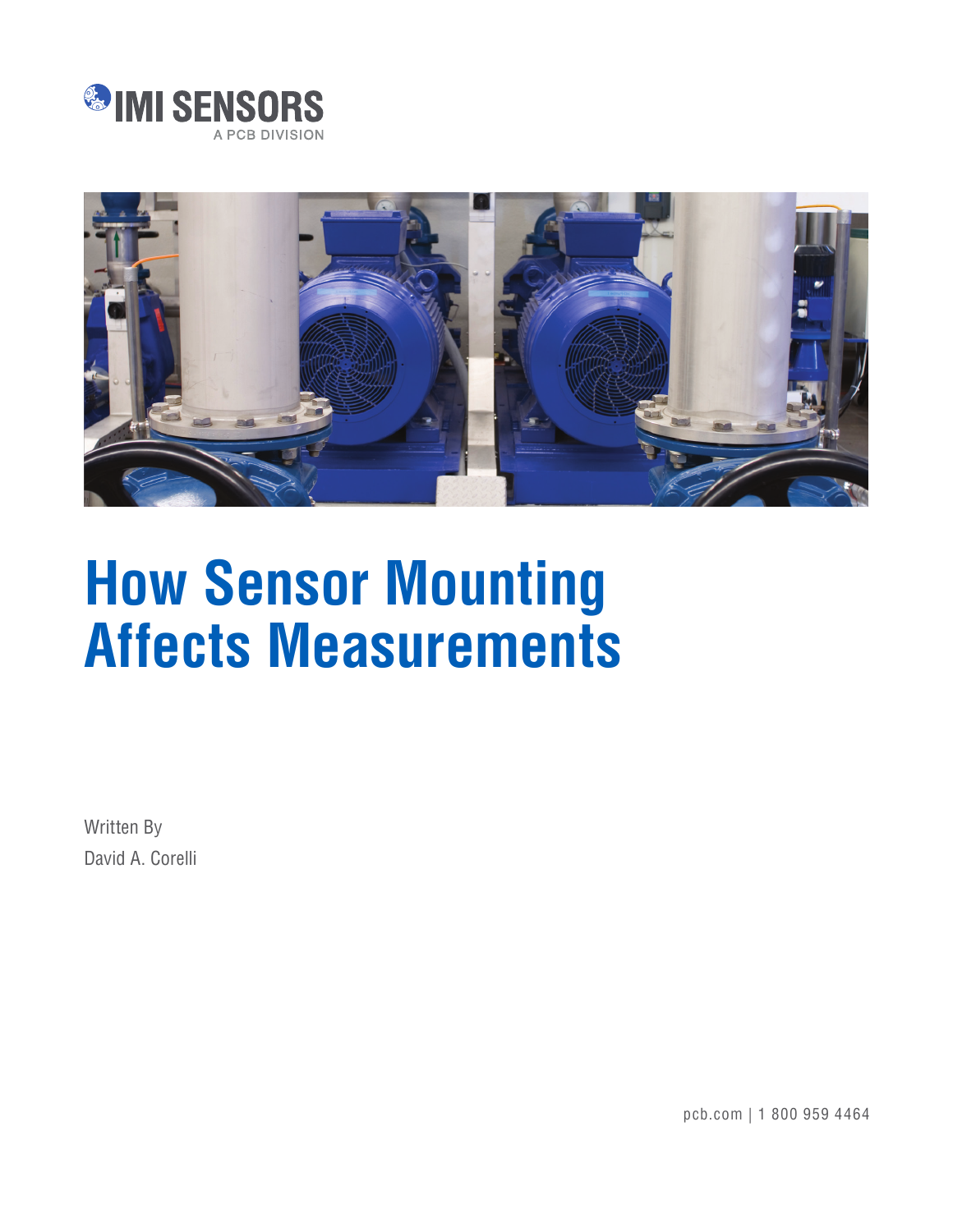IMI SENSORS

A PCB DIVISION

# How Sensor Mounting Affects Measurements

Written By

David A. Corelli

pcb.com | 1 800 959 4464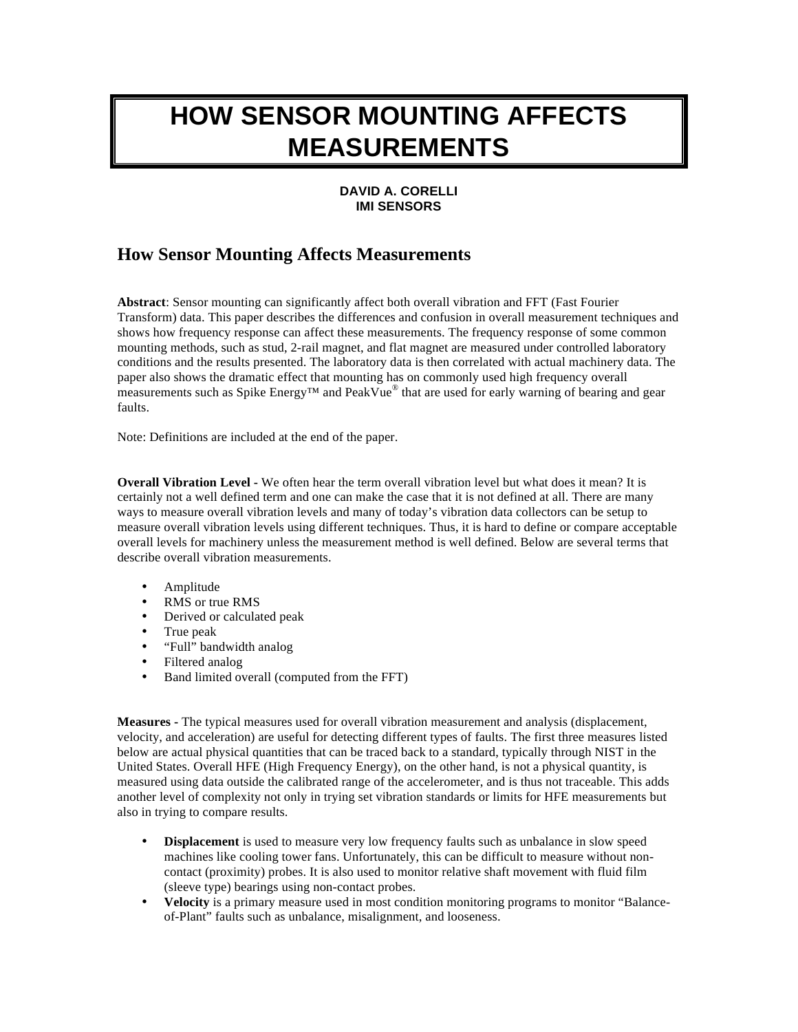# HOW SENSOR MOUNTING AFFECTS MEASUREMENTS

**DAVID A. CORELLI**
**IMI SENSORS**

## How Sensor Mounting Affects Measurements

**Abstract**: Sensor mounting can significantly affect both overall vibration and FFT (Fast Fourier Transform) data. This paper describes the differences and confusion in overall measurement techniques and shows how frequency response can affect these measurements. The frequency response of some common mounting methods, such as stud, 2-rail magnet, and flat magnet are measured under controlled laboratory conditions and the results presented. The laboratory data is then correlated with actual machinery data. The paper also shows the dramatic effect that mounting has on commonly used high frequency overall measurements such as Spike Energy™ and PeakVue® that are used for early warning of bearing and gear faults.

Note: Definitions are included at the end of the paper.

**Overall Vibration Level -** We often hear the term overall vibration level but what does it mean? It is certainly not a well defined term and one can make the case that it is not defined at all. There are many ways to measure overall vibration levels and many of today's vibration data collectors can be setup to measure overall vibration levels using different techniques. Thus, it is hard to define or compare acceptable overall levels for machinery unless the measurement method is well defined. Below are several terms that describe overall vibration measurements.

- Amplitude
- RMS or true RMS
- Derived or calculated peak
- True peak
- "Full" bandwidth analog
- Filtered analog
- Band limited overall (computed from the FFT)

**Measures -** The typical measures used for overall vibration measurement and analysis (displacement, velocity, and acceleration) are useful for detecting different types of faults. The first three measures listed below are actual physical quantities that can be traced back to a standard, typically through NIST in the United States. Overall HFE (High Frequency Energy), on the other hand, is not a physical quantity, is measured using data outside the calibrated range of the accelerometer, and is thus not traceable. This adds another level of complexity not only in trying set vibration standards or limits for HFE measurements but also in trying to compare results.

- **Displacement** is used to measure very low frequency faults such as unbalance in slow speed machines like cooling tower fans. Unfortunately, this can be difficult to measure without non-contact (proximity) probes. It is also used to monitor relative shaft movement with fluid film (sleeve type) bearings using non-contact probes.
- **Velocity** is a primary measure used in most condition monitoring programs to monitor "Balance-of-Plant" faults such as unbalance, misalignment, and looseness.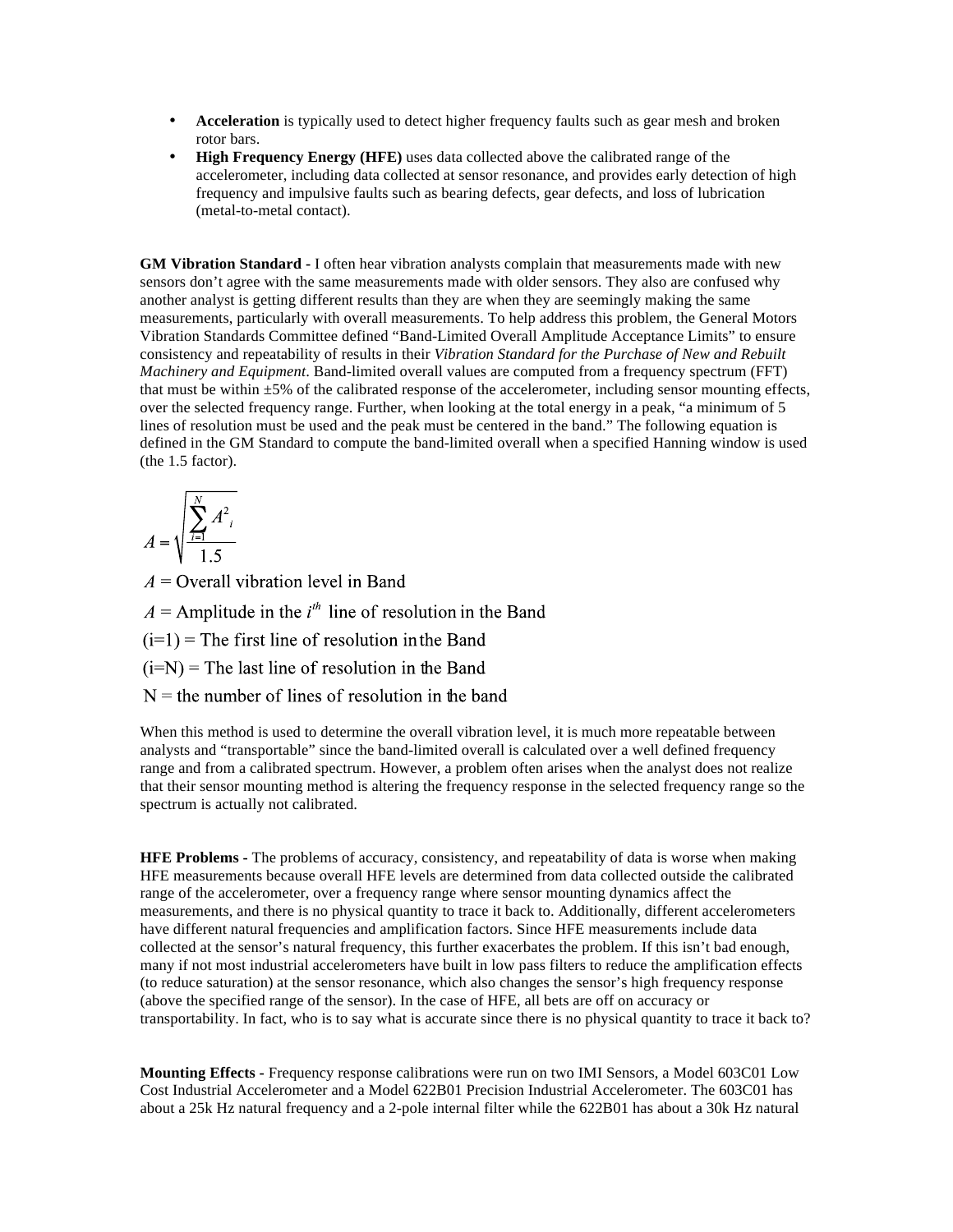- **Acceleration** is typically used to detect higher frequency faults such as gear mesh and broken rotor bars.
- **High Frequency Energy (HFE)** uses data collected above the calibrated range of the accelerometer, including data collected at sensor resonance, and provides early detection of high frequency and impulsive faults such as bearing defects, gear defects, and loss of lubrication (metal-to-metal contact).

**GM Vibration Standard -** I often hear vibration analysts complain that measurements made with new sensors don't agree with the same measurements made with older sensors. They also are confused why another analyst is getting different results than they are when they are seemingly making the same measurements, particularly with overall measurements. To help address this problem, the General Motors Vibration Standards Committee defined "Band-Limited Overall Amplitude Acceptance Limits" to ensure consistency and repeatability of results in their *Vibration Standard for the Purchase of New and Rebuilt Machinery and Equipment*. Band-limited overall values are computed from a frequency spectrum (FFT) that must be within ±5% of the calibrated response of the accelerometer, including sensor mounting effects, over the selected frequency range. Further, when looking at the total energy in a peak, "a minimum of 5 lines of resolution must be used and the peak must be centered in the band." The following equation is defined in the GM Standard to compute the band-limited overall when a specified Hanning window is used (the 1.5 factor).

$$A = \sqrt{\frac{\sum_{i=1}^{N} A^2_i}{1.5}}$$

$A$ = Overall vibration level in Band

$A$ = Amplitude in the $i^{th}$ line of resolution in the Band

(i=1) = The first line of resolution in the Band

(i=N) = The last line of resolution in the Band

N = the number of lines of resolution in the band

When this method is used to determine the overall vibration level, it is much more repeatable between analysts and "transportable" since the band-limited overall is calculated over a well defined frequency range and from a calibrated spectrum. However, a problem often arises when the analyst does not realize that their sensor mounting method is altering the frequency response in the selected frequency range so the spectrum is actually not calibrated.

**HFE Problems -** The problems of accuracy, consistency, and repeatability of data is worse when making HFE measurements because overall HFE levels are determined from data collected outside the calibrated range of the accelerometer, over a frequency range where sensor mounting dynamics affect the measurements, and there is no physical quantity to trace it back to. Additionally, different accelerometers have different natural frequencies and amplification factors. Since HFE measurements include data collected at the sensor's natural frequency, this further exacerbates the problem. If this isn't bad enough, many if not most industrial accelerometers have built in low pass filters to reduce the amplification effects (to reduce saturation) at the sensor resonance, which also changes the sensor's high frequency response (above the specified range of the sensor). In the case of HFE, all bets are off on accuracy or transportability. In fact, who is to say what is accurate since there is no physical quantity to trace it back to?

**Mounting Effects -** Frequency response calibrations were run on two IMI Sensors, a Model 603C01 Low Cost Industrial Accelerometer and a Model 622B01 Precision Industrial Accelerometer. The 603C01 has about a 25k Hz natural frequency and a 2-pole internal filter while the 622B01 has about a 30k Hz natural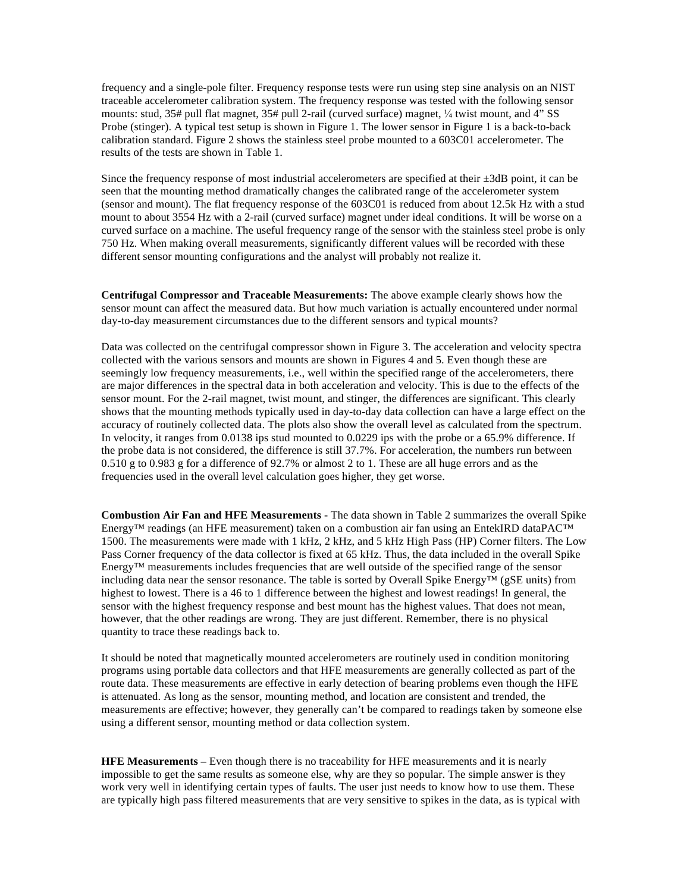frequency and a single-pole filter. Frequency response tests were run using step sine analysis on an NIST traceable accelerometer calibration system. The frequency response was tested with the following sensor mounts: stud, 35# pull flat magnet, 35# pull 2-rail (curved surface) magnet, ¼ twist mount, and 4” SS Probe (stinger). A typical test setup is shown in Figure 1. The lower sensor in Figure 1 is a back-to-back calibration standard. Figure 2 shows the stainless steel probe mounted to a 603C01 accelerometer. The results of the tests are shown in Table 1.

Since the frequency response of most industrial accelerometers are specified at their ±3dB point, it can be seen that the mounting method dramatically changes the calibrated range of the accelerometer system (sensor and mount). The flat frequency response of the 603C01 is reduced from about 12.5k Hz with a stud mount to about 3554 Hz with a 2-rail (curved surface) magnet under ideal conditions. It will be worse on a curved surface on a machine. The useful frequency range of the sensor with the stainless steel probe is only 750 Hz. When making overall measurements, significantly different values will be recorded with these different sensor mounting configurations and the analyst will probably not realize it.

**Centrifugal Compressor and Traceable Measurements:** The above example clearly shows how the sensor mount can affect the measured data. But how much variation is actually encountered under normal day-to-day measurement circumstances due to the different sensors and typical mounts?

Data was collected on the centrifugal compressor shown in Figure 3. The acceleration and velocity spectra collected with the various sensors and mounts are shown in Figures 4 and 5. Even though these are seemingly low frequency measurements, i.e., well within the specified range of the accelerometers, there are major differences in the spectral data in both acceleration and velocity. This is due to the effects of the sensor mount. For the 2-rail magnet, twist mount, and stinger, the differences are significant. This clearly shows that the mounting methods typically used in day-to-day data collection can have a large effect on the accuracy of routinely collected data. The plots also show the overall level as calculated from the spectrum. In velocity, it ranges from 0.0138 ips stud mounted to 0.0229 ips with the probe or a 65.9% difference. If the probe data is not considered, the difference is still 37.7%. For acceleration, the numbers run between 0.510 g to 0.983 g for a difference of 92.7% or almost 2 to 1. These are all huge errors and as the frequencies used in the overall level calculation goes higher, they get worse.

**Combustion Air Fan and HFE Measurements** - The data shown in Table 2 summarizes the overall Spike Energy™ readings (an HFE measurement) taken on a combustion air fan using an EntekIRD dataPAC™ 1500. The measurements were made with 1 kHz, 2 kHz, and 5 kHz High Pass (HP) Corner filters. The Low Pass Corner frequency of the data collector is fixed at 65 kHz. Thus, the data included in the overall Spike Energy™ measurements includes frequencies that are well outside of the specified range of the sensor including data near the sensor resonance. The table is sorted by Overall Spike Energy™ (gSE units) from highest to lowest. There is a 46 to 1 difference between the highest and lowest readings! In general, the sensor with the highest frequency response and best mount has the highest values. That does not mean, however, that the other readings are wrong. They are just different. Remember, there is no physical quantity to trace these readings back to.

It should be noted that magnetically mounted accelerometers are routinely used in condition monitoring programs using portable data collectors and that HFE measurements are generally collected as part of the route data. These measurements are effective in early detection of bearing problems even though the HFE is attenuated. As long as the sensor, mounting method, and location are consistent and trended, the measurements are effective; however, they generally can’t be compared to readings taken by someone else using a different sensor, mounting method or data collection system.

**HFE Measurements –** Even though there is no traceability for HFE measurements and it is nearly impossible to get the same results as someone else, why are they so popular. The simple answer is they work very well in identifying certain types of faults. The user just needs to know how to use them. These are typically high pass filtered measurements that are very sensitive to spikes in the data, as is typical with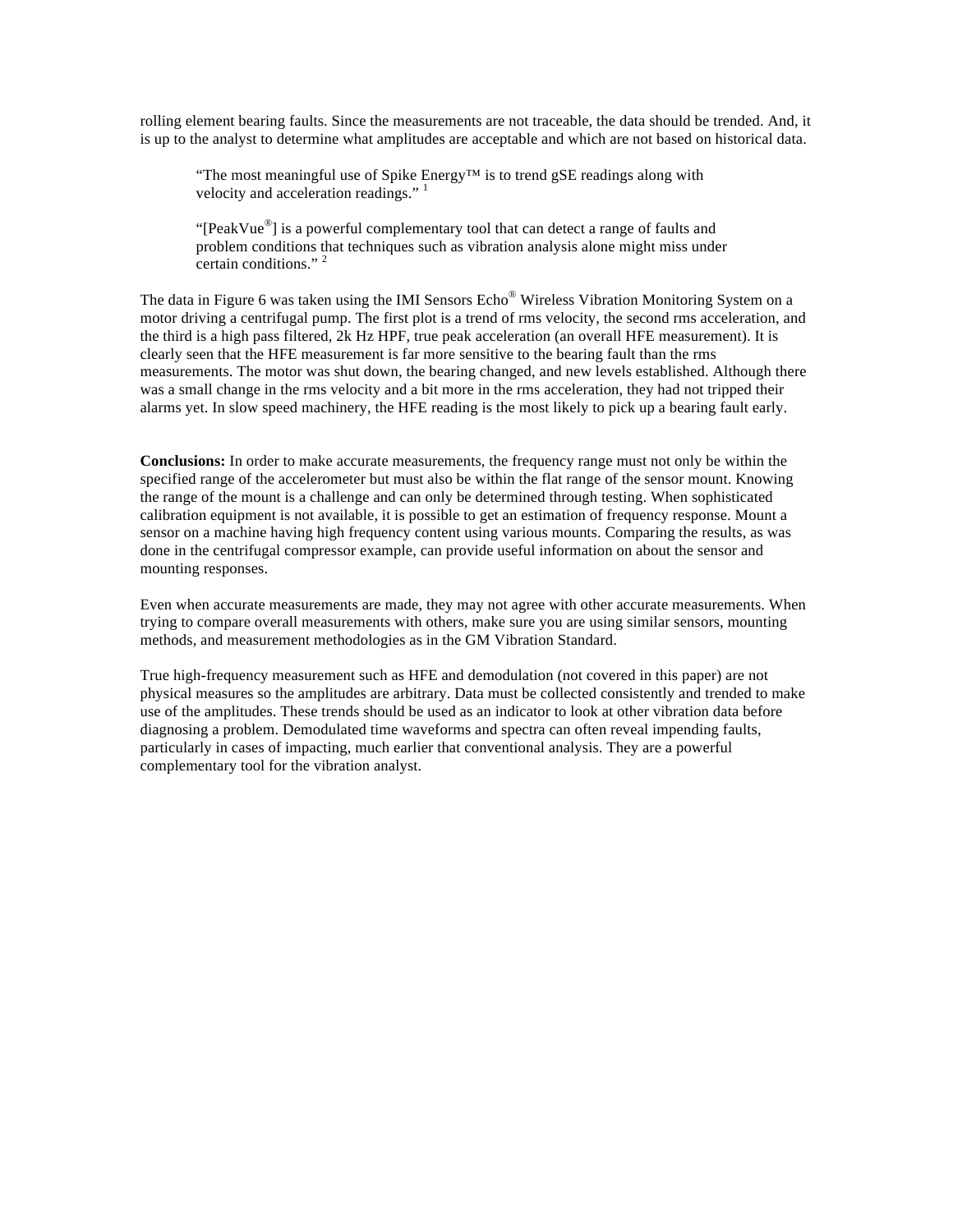rolling element bearing faults. Since the measurements are not traceable, the data should be trended. And, it is up to the analyst to determine what amplitudes are acceptable and which are not based on historical data.

> "The most meaningful use of Spike Energy™ is to trend gSE readings along with velocity and acceleration readings." [1]

> "[PeakVue®] is a powerful complementary tool that can detect a range of faults and problem conditions that techniques such as vibration analysis alone might miss under certain conditions." [2]

The data in Figure 6 was taken using the IMI Sensors Echo® Wireless Vibration Monitoring System on a motor driving a centrifugal pump. The first plot is a trend of rms velocity, the second rms acceleration, and the third is a high pass filtered, 2k Hz HPF, true peak acceleration (an overall HFE measurement). It is clearly seen that the HFE measurement is far more sensitive to the bearing fault than the rms measurements. The motor was shut down, the bearing changed, and new levels established. Although there was a small change in the rms velocity and a bit more in the rms acceleration, they had not tripped their alarms yet. In slow speed machinery, the HFE reading is the most likely to pick up a bearing fault early.

**Conclusions:** In order to make accurate measurements, the frequency range must not only be within the specified range of the accelerometer but must also be within the flat range of the sensor mount. Knowing the range of the mount is a challenge and can only be determined through testing. When sophisticated calibration equipment is not available, it is possible to get an estimation of frequency response. Mount a sensor on a machine having high frequency content using various mounts. Comparing the results, as was done in the centrifugal compressor example, can provide useful information on about the sensor and mounting responses.

Even when accurate measurements are made, they may not agree with other accurate measurements. When trying to compare overall measurements with others, make sure you are using similar sensors, mounting methods, and measurement methodologies as in the GM Vibration Standard.

True high-frequency measurement such as HFE and demodulation (not covered in this paper) are not physical measures so the amplitudes are arbitrary. Data must be collected consistently and trended to make use of the amplitudes. These trends should be used as an indicator to look at other vibration data before diagnosing a problem. Demodulated time waveforms and spectra can often reveal impending faults, particularly in cases of impacting, much earlier that conventional analysis. They are a powerful complementary tool for the vibration analyst.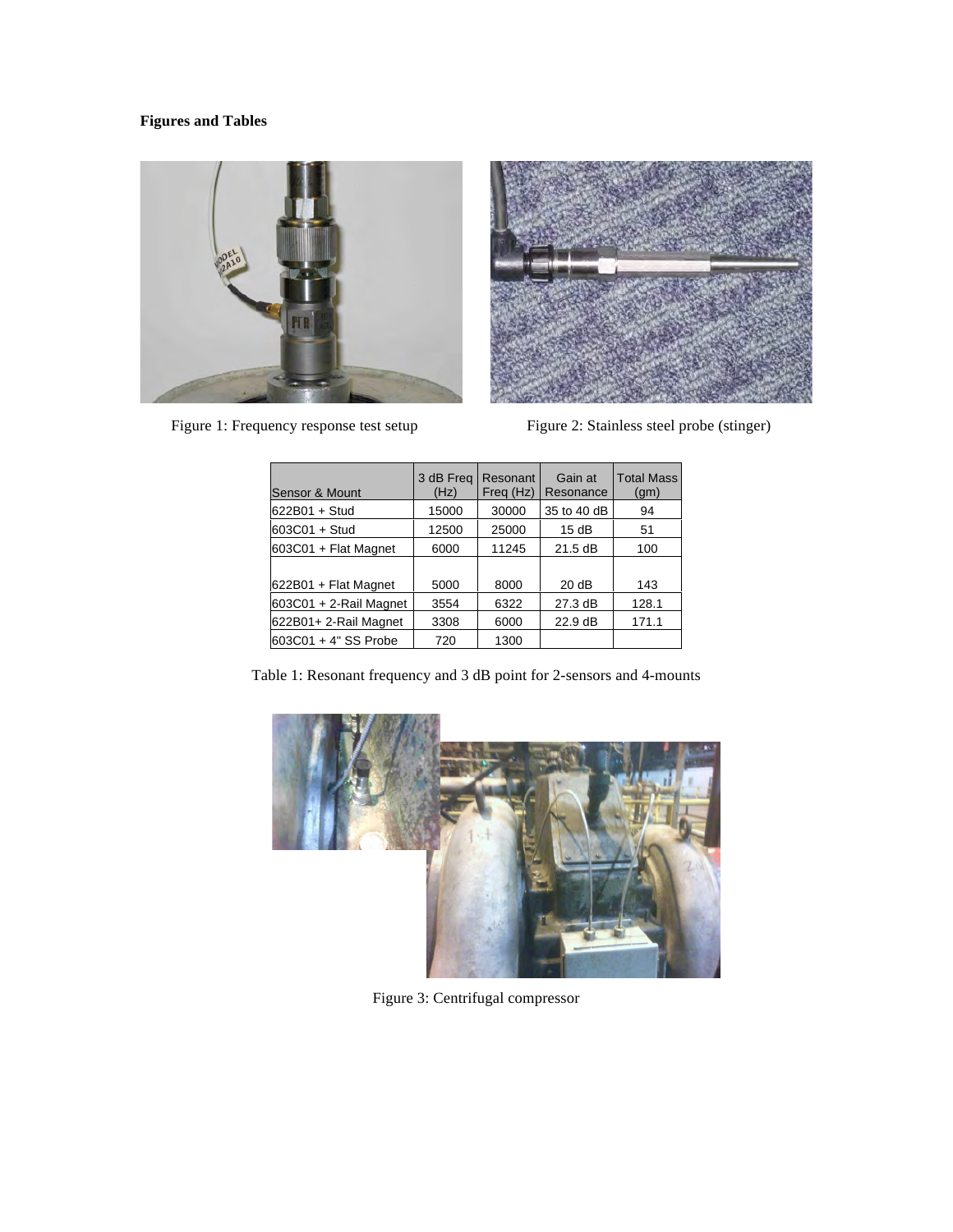**Figures and Tables**

Figure 1: Frequency response test setup

Figure 2: Stainless steel probe (stinger)

| Sensor & Mount | 3 dB Freq (Hz) | Resonant Freq (Hz) | Gain at Resonance | Total Mass (gm) |
|---|---|---|---|---|
| 622B01 + Stud | 15000 | 30000 | 35 to 40 dB | 94 |
| 603C01 + Stud | 12500 | 25000 | 15 dB | 51 |
| 603C01 + Flat Magnet | 6000 | 11245 | 21.5 dB | 100 |
| 622B01 + Flat Magnet | 5000 | 8000 | 20 dB | 143 |
| 603C01 + 2-Rail Magnet | 3554 | 6322 | 27.3 dB | 128.1 |
| 622B01+ 2-Rail Magnet | 3308 | 6000 | 22.9 dB | 171.1 |
| 603C01 + 4" SS Probe | 720 | 1300 | | |

Table 1: Resonant frequency and 3 dB point for 2-sensors and 4-mounts

Figure 3: Centrifugal compressor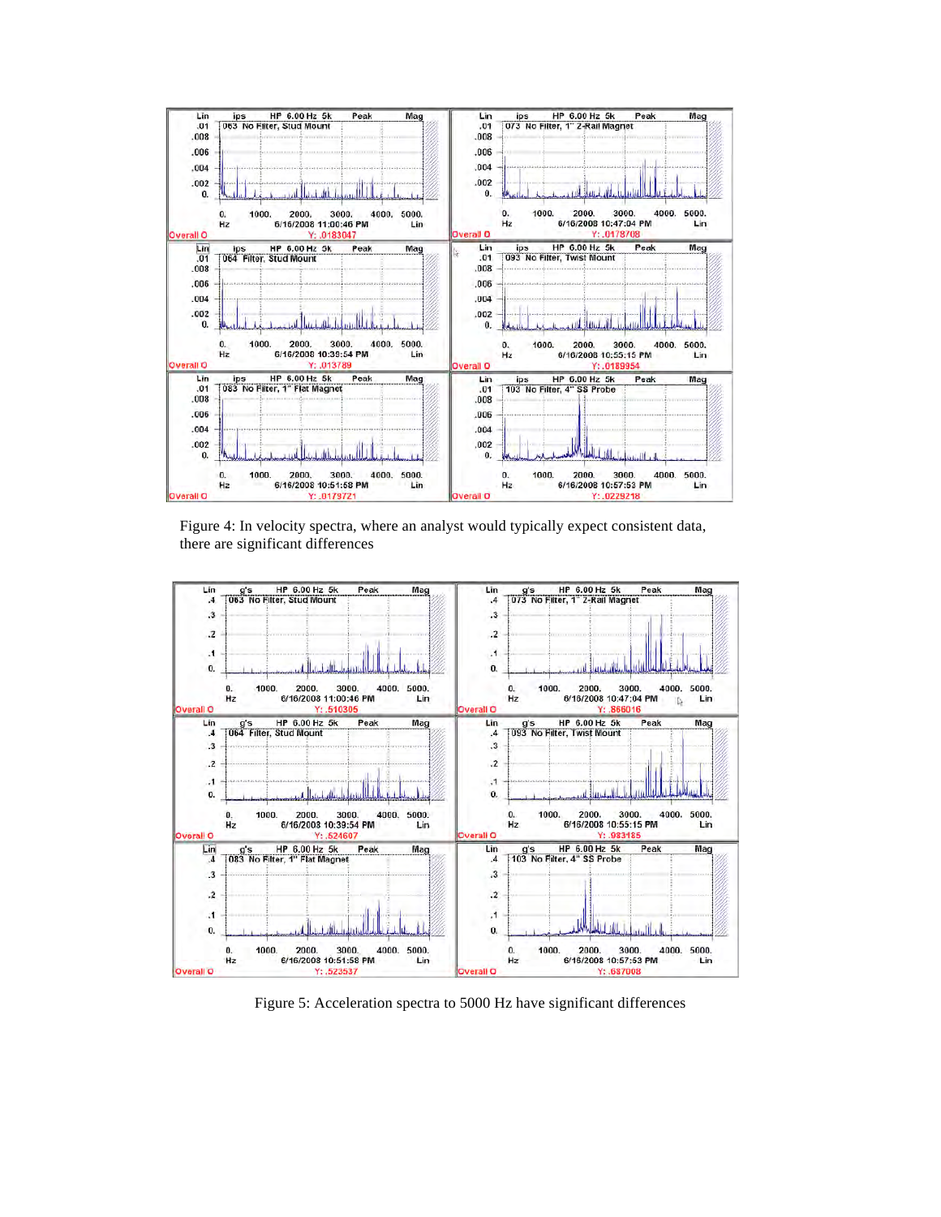Figure 4: In velocity spectra, where an analyst would typically expect consistent data, there are significant differences

Figure 5: Acceleration spectra to 5000 Hz have significant differences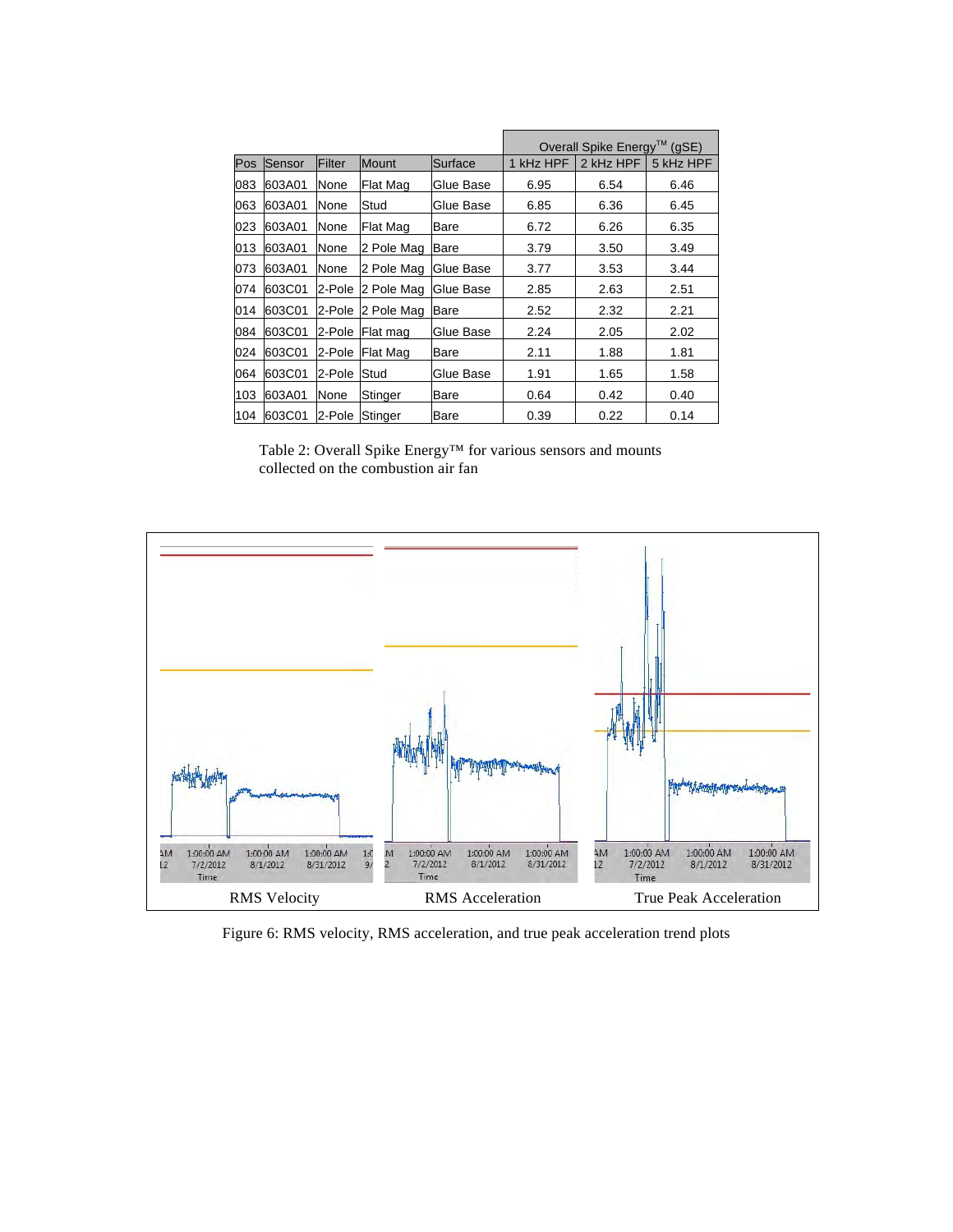| Pos | Sensor | Filter | Mount | Surface | Overall Spike Energy™ (gSE) | | |
|---|---|---|---|---|---|---|---|
| | | | | | 1 kHz HPF | 2 kHz HPF | 5 kHz HPF |
| 083 | 603A01 | None | Flat Mag | Glue Base | 6.95 | 6.54 | 6.46 |
| 063 | 603A01 | None | Stud | Glue Base | 6.85 | 6.36 | 6.45 |
| 023 | 603A01 | None | Flat Mag | Bare | 6.72 | 6.26 | 6.35 |
| 013 | 603A01 | None | 2 Pole Mag | Bare | 3.79 | 3.50 | 3.49 |
| 073 | 603A01 | None | 2 Pole Mag | Glue Base | 3.77 | 3.53 | 3.44 |
| 074 | 603C01 | 2-Pole | 2 Pole Mag | Glue Base | 2.85 | 2.63 | 2.51 |
| 014 | 603C01 | 2-Pole | 2 Pole Mag | Bare | 2.52 | 2.32 | 2.21 |
| 084 | 603C01 | 2-Pole | Flat mag | Glue Base | 2.24 | 2.05 | 2.02 |
| 024 | 603C01 | 2-Pole | Flat Mag | Bare | 2.11 | 1.88 | 1.81 |
| 064 | 603C01 | 2-Pole | Stud | Glue Base | 1.91 | 1.65 | 1.58 |
| 103 | 603A01 | None | Stinger | Bare | 0.64 | 0.42 | 0.40 |
| 104 | 603C01 | 2-Pole | Stinger | Bare | 0.39 | 0.22 | 0.14 |

Table 2: Overall Spike Energy™ for various sensors and mounts collected on the combustion air fan

RMS Velocity | RMS Acceleration | True Peak Acceleration

Figure 6: RMS velocity, RMS acceleration, and true peak acceleration trend plots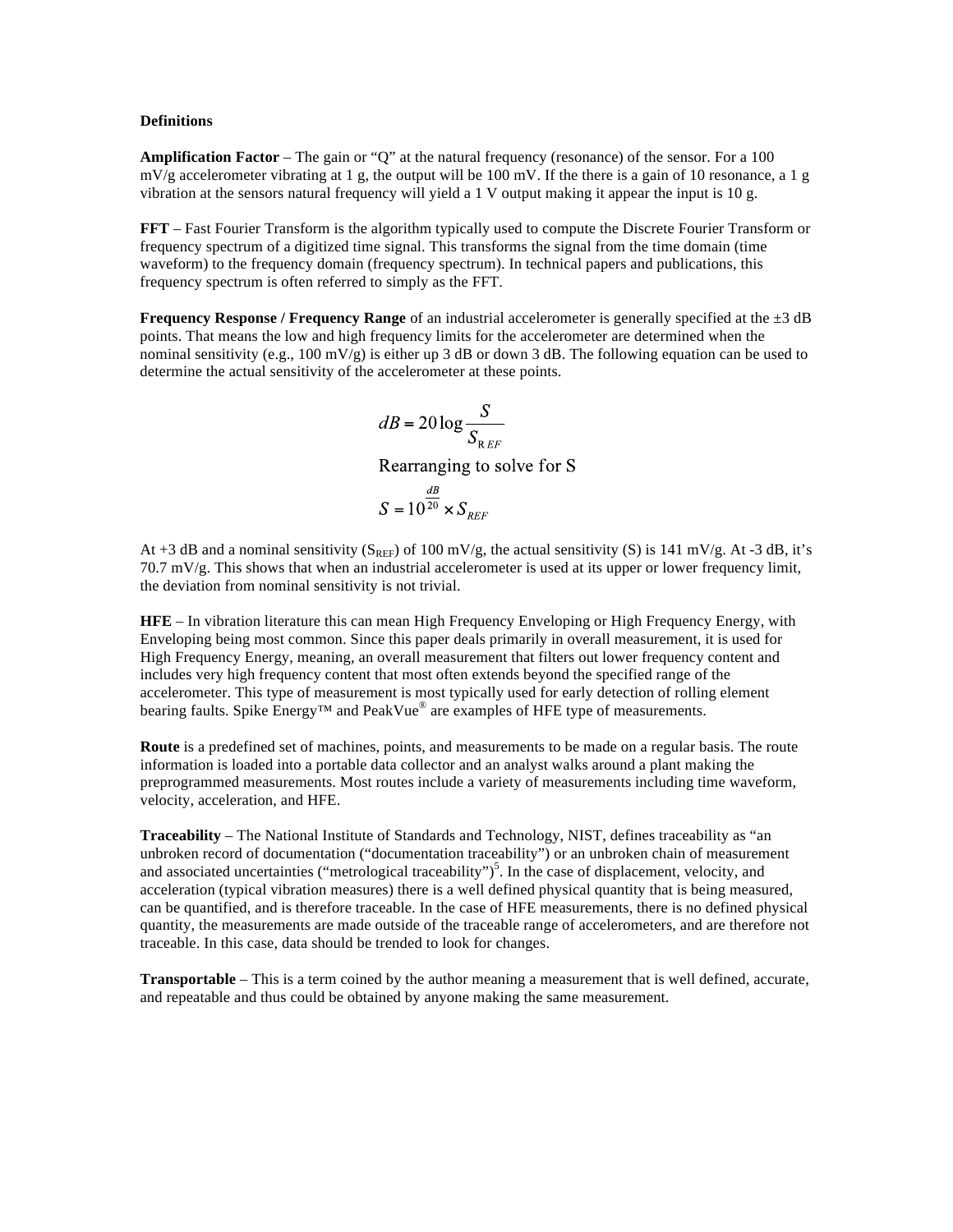**Definitions**

**Amplification Factor** – The gain or "Q" at the natural frequency (resonance) of the sensor. For a 100 mV/g accelerometer vibrating at 1 g, the output will be 100 mV. If the there is a gain of 10 resonance, a 1 g vibration at the sensors natural frequency will yield a 1 V output making it appear the input is 10 g.

**FFT** – Fast Fourier Transform is the algorithm typically used to compute the Discrete Fourier Transform or frequency spectrum of a digitized time signal. This transforms the signal from the time domain (time waveform) to the frequency domain (frequency spectrum). In technical papers and publications, this frequency spectrum is often referred to simply as the FFT.

**Frequency Response / Frequency Range** of an industrial accelerometer is generally specified at the ±3 dB points. That means the low and high frequency limits for the accelerometer are determined when the nominal sensitivity (e.g., 100 mV/g) is either up 3 dB or down 3 dB. The following equation can be used to determine the actual sensitivity of the accelerometer at these points.

$$dB = 20\log\frac{S}{S_{REF}}$$

Rearranging to solve for S

$$S = 10^{\frac{dB}{20}} \times S_{REF}$$

At +3 dB and a nominal sensitivity ($S_{REF}$) of 100 mV/g, the actual sensitivity (S) is 141 mV/g. At -3 dB, it's 70.7 mV/g. This shows that when an industrial accelerometer is used at its upper or lower frequency limit, the deviation from nominal sensitivity is not trivial.

**HFE** – In vibration literature this can mean High Frequency Enveloping or High Frequency Energy, with Enveloping being most common. Since this paper deals primarily in overall measurement, it is used for High Frequency Energy, meaning, an overall measurement that filters out lower frequency content and includes very high frequency content that most often extends beyond the specified range of the accelerometer. This type of measurement is most typically used for early detection of rolling element bearing faults. Spike Energy™ and PeakVue® are examples of HFE type of measurements.

**Route** is a predefined set of machines, points, and measurements to be made on a regular basis. The route information is loaded into a portable data collector and an analyst walks around a plant making the preprogrammed measurements. Most routes include a variety of measurements including time waveform, velocity, acceleration, and HFE.

**Traceability** – The National Institute of Standards and Technology, NIST, defines traceability as "an unbroken record of documentation ("documentation traceability") or an unbroken chain of measurement and associated uncertainties ("metrological traceability")[5]. In the case of displacement, velocity, and acceleration (typical vibration measures) there is a well defined physical quantity that is being measured, can be quantified, and is therefore traceable. In the case of HFE measurements, there is no defined physical quantity, the measurements are made outside of the traceable range of accelerometers, and are therefore not traceable. In this case, data should be trended to look for changes.

**Transportable** – This is a term coined by the author meaning a measurement that is well defined, accurate, and repeatable and thus could be obtained by anyone making the same measurement.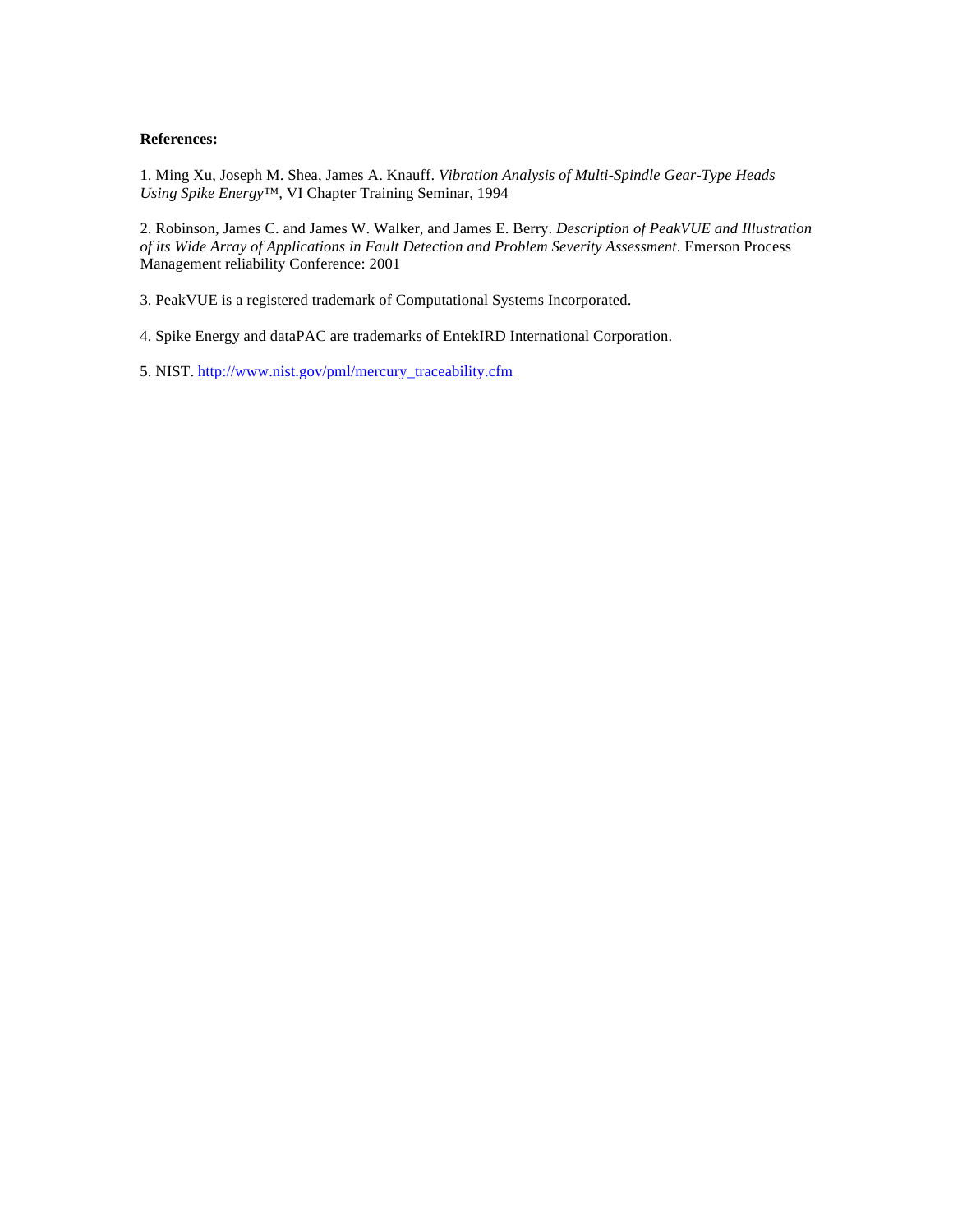**References:**

1. Ming Xu, Joseph M. Shea, James A. Knauff. *Vibration Analysis of Multi-Spindle Gear-Type Heads Using Spike Energy™*, VI Chapter Training Seminar, 1994

2. Robinson, James C. and James W. Walker, and James E. Berry. *Description of PeakVUE and Illustration of its Wide Array of Applications in Fault Detection and Problem Severity Assessment*. Emerson Process Management reliability Conference: 2001

3. PeakVUE is a registered trademark of Computational Systems Incorporated.

4. Spike Energy and dataPAC are trademarks of EntekIRD International Corporation.

5. NIST. http://www.nist.gov/pml/mercury_traceability.cfm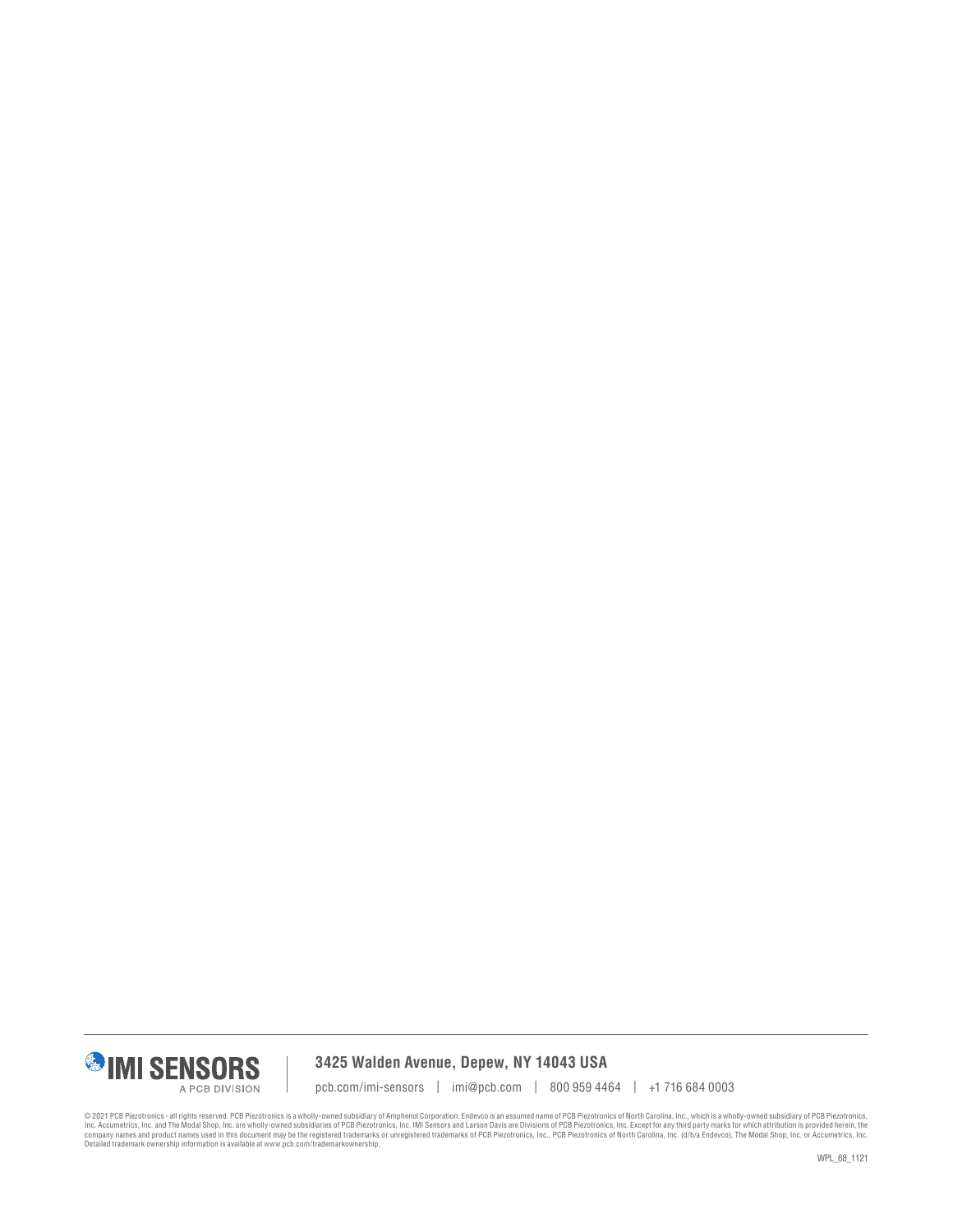**IMI SENSORS**
A PCB DIVISION

**3425 Walden Avenue, Depew, NY 14043 USA**

pcb.com/imi-sensors | imi@pcb.com | 800 959 4464 | +1 716 684 0003

© 2021 PCB Piezotronics - all rights reserved. PCB Piezotronics is a wholly-owned subsidiary of Amphenol Corporation. Endevco is an assumed name of PCB Piezotronics of North Carolina, Inc., which is a wholly-owned subsidiary of PCB Piezotronics, Inc. Accumetrics, Inc. and The Modal Shop, Inc. are wholly-owned subsidiaries of PCB Piezotronics, Inc. IMI Sensors and Larson Davis are Divisions of PCB Piezotronics, Inc. Except for any third party marks for which attribution is provided herein, the company names and product names used in this document may be the registered trademarks or unregistered trademarks of PCB Piezotronics, Inc., PCB Piezotronics of North Carolina, Inc. (d/b/a Endevco), The Modal Shop, Inc. or Accumetrics, Inc. Detailed trademark ownership information is available at www.pcb.com/trademarkownership.

WPL_68_1121